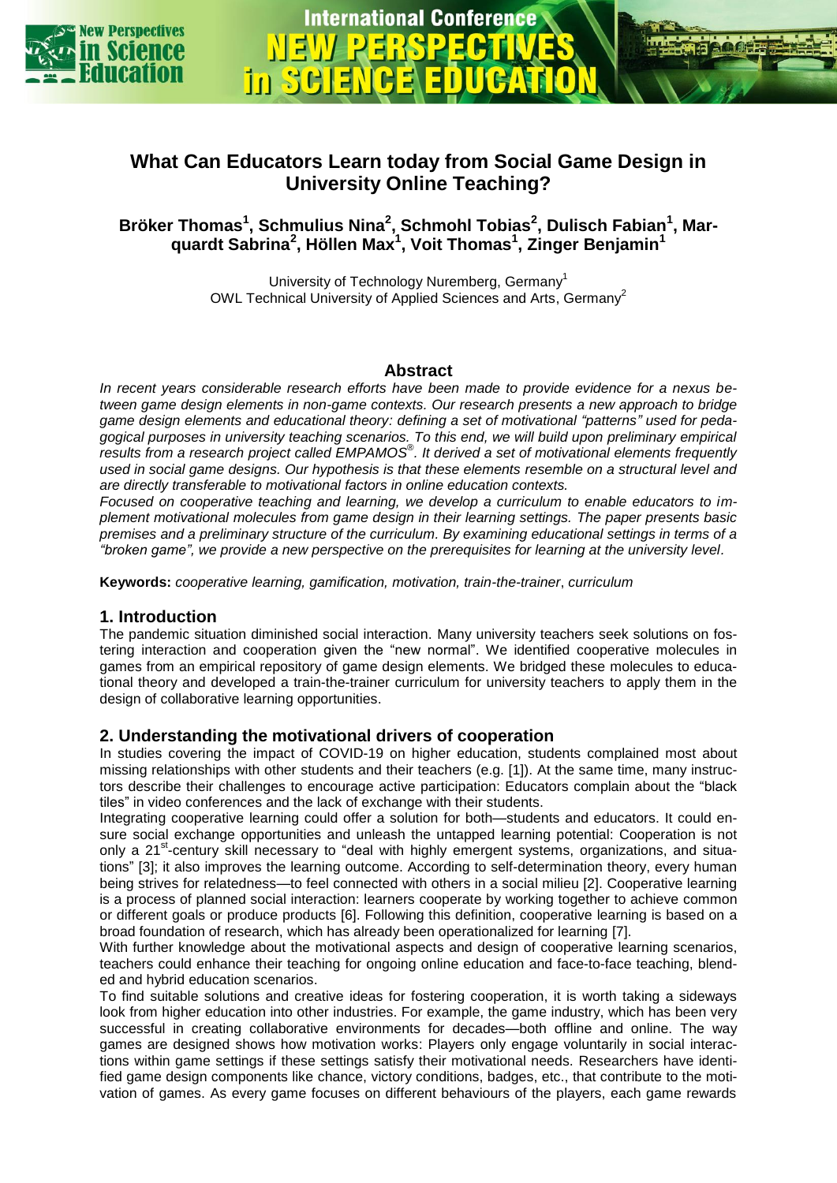# What Can Educators Learn today from Social Game Design in University Online Teaching?

**Bröker Thomas[1], Schmulius Nina[2], Schmohl Tobias[2], Dulisch Fabian[1], Marquardt Sabrina[2], Höllen Max[1], Voit Thomas[1], Zinger Benjamin[1]**

University of Technology Nuremberg, Germany[1]
OWL Technical University of Applied Sciences and Arts, Germany[2]

## Abstract

*In recent years considerable research efforts have been made to provide evidence for a nexus between game design elements in non-game contexts. Our research presents a new approach to bridge game design elements and educational theory: defining a set of motivational "patterns" used for pedagogical purposes in university teaching scenarios. To this end, we will build upon preliminary empirical results from a research project called EMPAMOS®. It derived a set of motivational elements frequently used in social game designs. Our hypothesis is that these elements resemble on a structural level and are directly transferable to motivational factors in online education contexts.*

*Focused on cooperative teaching and learning, we develop a curriculum to enable educators to implement motivational molecules from game design in their learning settings. The paper presents basic premises and a preliminary structure of the curriculum. By examining educational settings in terms of a "broken game", we provide a new perspective on the prerequisites for learning at the university level.*

**Keywords:** *cooperative learning, gamification, motivation, train-the-trainer, curriculum*

## 1. Introduction

The pandemic situation diminished social interaction. Many university teachers seek solutions on fostering interaction and cooperation given the "new normal". We identified cooperative molecules in games from an empirical repository of game design elements. We bridged these molecules to educational theory and developed a train-the-trainer curriculum for university teachers to apply them in the design of collaborative learning opportunities.

## 2. Understanding the motivational drivers of cooperation

In studies covering the impact of COVID-19 on higher education, students complained most about missing relationships with other students and their teachers (e.g. [1]). At the same time, many instructors describe their challenges to encourage active participation: Educators complain about the "black tiles" in video conferences and the lack of exchange with their students.

Integrating cooperative learning could offer a solution for both—students and educators. It could ensure social exchange opportunities and unleash the untapped learning potential: Cooperation is not only a 21st-century skill necessary to "deal with highly emergent systems, organizations, and situations" [3]; it also improves the learning outcome. According to self-determination theory, every human being strives for relatedness—to feel connected with others in a social milieu [2]. Cooperative learning is a process of planned social interaction: learners cooperate by working together to achieve common or different goals or produce products [6]. Following this definition, cooperative learning is based on a broad foundation of research, which has already been operationalized for learning [7].

With further knowledge about the motivational aspects and design of cooperative learning scenarios, teachers could enhance their teaching for ongoing online education and face-to-face teaching, blended and hybrid education scenarios.

To find suitable solutions and creative ideas for fostering cooperation, it is worth taking a sideways look from higher education into other industries. For example, the game industry, which has been very successful in creating collaborative environments for decades—both offline and online. The way games are designed shows how motivation works: Players only engage voluntarily in social interactions within game settings if these settings satisfy their motivational needs. Researchers have identified game design components like chance, victory conditions, badges, etc., that contribute to the motivation of games. As every game focuses on different behaviours of the players, each game rewards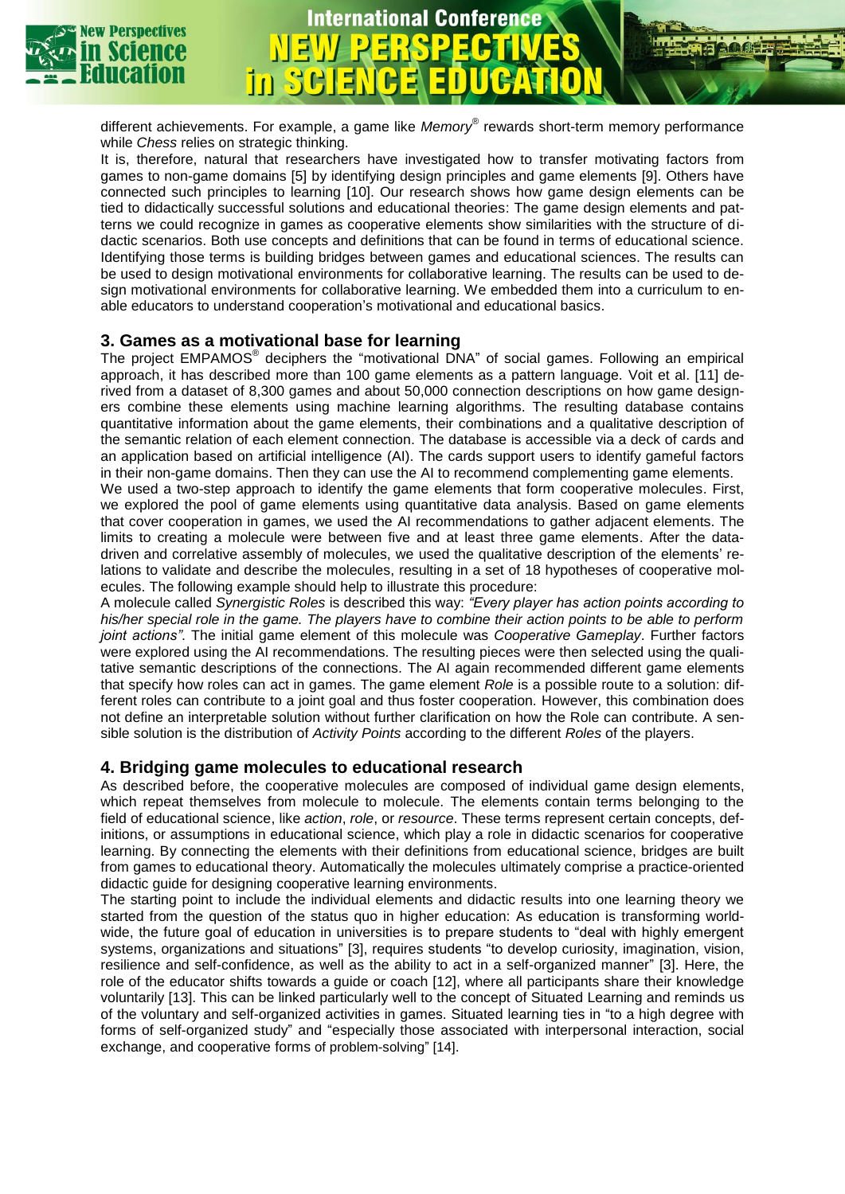different achievements. For example, a game like *Memory*® rewards short-term memory performance while *Chess* relies on strategic thinking.

It is, therefore, natural that researchers have investigated how to transfer motivating factors from games to non-game domains [5] by identifying design principles and game elements [9]. Others have connected such principles to learning [10]. Our research shows how game design elements can be tied to didactically successful solutions and educational theories: The game design elements and patterns we could recognize in games as cooperative elements show similarities with the structure of didactic scenarios. Both use concepts and definitions that can be found in terms of educational science. Identifying those terms is building bridges between games and educational sciences. The results can be used to design motivational environments for collaborative learning. The results can be used to design motivational environments for collaborative learning. We embedded them into a curriculum to enable educators to understand cooperation's motivational and educational basics.

## 3. Games as a motivational base for learning

The project EMPAMOS® deciphers the "motivational DNA" of social games. Following an empirical approach, it has described more than 100 game elements as a pattern language. Voit et al. [11] derived from a dataset of 8,300 games and about 50,000 connection descriptions on how game designers combine these elements using machine learning algorithms. The resulting database contains quantitative information about the game elements, their combinations and a qualitative description of the semantic relation of each element connection. The database is accessible via a deck of cards and an application based on artificial intelligence (AI). The cards support users to identify gameful factors in their non-game domains. Then they can use the AI to recommend complementing game elements.

We used a two-step approach to identify the game elements that form cooperative molecules. First, we explored the pool of game elements using quantitative data analysis. Based on game elements that cover cooperation in games, we used the AI recommendations to gather adjacent elements. The limits to creating a molecule were between five and at least three game elements. After the data-driven and correlative assembly of molecules, we used the qualitative description of the elements' relations to validate and describe the molecules, resulting in a set of 18 hypotheses of cooperative molecules. The following example should help to illustrate this procedure:

A molecule called *Synergistic Roles* is described this way: *"Every player has action points according to his/her special role in the game. The players have to combine their action points to be able to perform joint actions"*. The initial game element of this molecule was *Cooperative Gameplay*. Further factors were explored using the AI recommendations. The resulting pieces were then selected using the qualitative semantic descriptions of the connections. The AI again recommended different game elements that specify how roles can act in games. The game element *Role* is a possible route to a solution: different roles can contribute to a joint goal and thus foster cooperation. However, this combination does not define an interpretable solution without further clarification on how the Role can contribute. A sensible solution is the distribution of *Activity Points* according to the different *Roles* of the players.

## 4. Bridging game molecules to educational research

As described before, the cooperative molecules are composed of individual game design elements, which repeat themselves from molecule to molecule. The elements contain terms belonging to the field of educational science, like *action*, *role*, or *resource*. These terms represent certain concepts, definitions, or assumptions in educational science, which play a role in didactic scenarios for cooperative learning. By connecting the elements with their definitions from educational science, bridges are built from games to educational theory. Automatically the molecules ultimately comprise a practice-oriented didactic guide for designing cooperative learning environments.

The starting point to include the individual elements and didactic results into one learning theory we started from the question of the status quo in higher education: As education is transforming worldwide, the future goal of education in universities is to prepare students to "deal with highly emergent systems, organizations and situations" [3], requires students "to develop curiosity, imagination, vision, resilience and self-confidence, as well as the ability to act in a self-organized manner" [3]. Here, the role of the educator shifts towards a guide or coach [12], where all participants share their knowledge voluntarily [13]. This can be linked particularly well to the concept of Situated Learning and reminds us of the voluntary and self-organized activities in games. Situated learning ties in "to a high degree with forms of self-organized study" and "especially those associated with interpersonal interaction, social exchange, and cooperative forms of problem-solving" [14].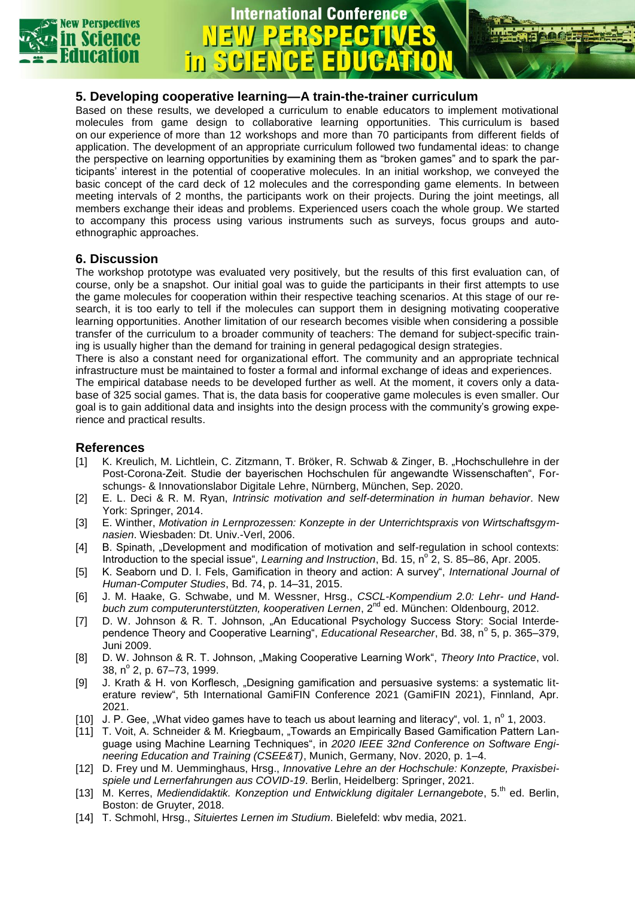## 5. Developing cooperative learning—A train-the-trainer curriculum

Based on these results, we developed a curriculum to enable educators to implement motivational molecules from game design to collaborative learning opportunities. This curriculum is based on our experience of more than 12 workshops and more than 70 participants from different fields of application. The development of an appropriate curriculum followed two fundamental ideas: to change the perspective on learning opportunities by examining them as "broken games" and to spark the participants' interest in the potential of cooperative molecules. In an initial workshop, we conveyed the basic concept of the card deck of 12 molecules and the corresponding game elements. In between meeting intervals of 2 months, the participants work on their projects. During the joint meetings, all members exchange their ideas and problems. Experienced users coach the whole group. We started to accompany this process using various instruments such as surveys, focus groups and auto-ethnographic approaches.

## 6. Discussion

The workshop prototype was evaluated very positively, but the results of this first evaluation can, of course, only be a snapshot. Our initial goal was to guide the participants in their first attempts to use the game molecules for cooperation within their respective teaching scenarios. At this stage of our research, it is too early to tell if the molecules can support them in designing motivating cooperative learning opportunities. Another limitation of our research becomes visible when considering a possible transfer of the curriculum to a broader community of teachers: The demand for subject-specific training is usually higher than the demand for training in general pedagogical design strategies.

There is also a constant need for organizational effort. The community and an appropriate technical infrastructure must be maintained to foster a formal and informal exchange of ideas and experiences.

The empirical database needs to be developed further as well. At the moment, it covers only a database of 325 social games. That is, the data basis for cooperative game molecules is even smaller. Our goal is to gain additional data and insights into the design process with the community's growing experience and practical results.

## References

[1] K. Kreulich, M. Lichtlein, C. Zitzmann, T. Bröker, R. Schwab & Zinger, B. „Hochschullehre in der Post-Corona-Zeit. Studie der bayerischen Hochschulen für angewandte Wissenschaften", Forschungs- & Innovationslabor Digitale Lehre, Nürnberg, München, Sep. 2020.

[2] E. L. Deci & R. M. Ryan, *Intrinsic motivation and self-determination in human behavior*. New York: Springer, 2014.

[3] E. Winther, *Motivation in Lernprozessen: Konzepte in der Unterrichtspraxis von Wirtschaftsgymnasien*. Wiesbaden: Dt. Univ.-Verl, 2006.

[4] B. Spinath, „Development and modification of motivation and self-regulation in school contexts: Introduction to the special issue", *Learning and Instruction*, Bd. 15, n° 2, S. 85–86, Apr. 2005.

[5] K. Seaborn und D. I. Fels, Gamification in theory and action: A survey", *International Journal of Human-Computer Studies*, Bd. 74, p. 14–31, 2015.

[6] J. M. Haake, G. Schwabe, und M. Wessner, Hrsg., *CSCL-Kompendium 2.0: Lehr- und Handbuch zum computerunterstützten, kooperativen Lernen*, 2nd ed. München: Oldenbourg, 2012.

[7] D. W. Johnson & R. T. Johnson, „An Educational Psychology Success Story: Social Interdependence Theory and Cooperative Learning", *Educational Researcher*, Bd. 38, n° 5, p. 365–379, Juni 2009.

[8] D. W. Johnson & R. T. Johnson, „Making Cooperative Learning Work", *Theory Into Practice*, vol. 38, n° 2, p. 67–73, 1999.

[9] J. Krath & H. von Korflesch, „Designing gamification and persuasive systems: a systematic literature review", 5th International GamiFIN Conference 2021 (GamiFIN 2021), Finnland, Apr. 2021.

[10] J. P. Gee, „What video games have to teach us about learning and literacy", vol. 1, n° 1, 2003.

[11] T. Voit, A. Schneider & M. Kriegbaum, „Towards an Empirically Based Gamification Pattern Language using Machine Learning Techniques", in *2020 IEEE 32nd Conference on Software Engineering Education and Training (CSEE&T)*, Munich, Germany, Nov. 2020, p. 1–4.

[12] D. Frey und M. Uemminghaus, Hrsg., *Innovative Lehre an der Hochschule: Konzepte, Praxisbeispiele und Lernerfahrungen aus COVID-19*. Berlin, Heidelberg: Springer, 2021.

[13] M. Kerres, *Mediendidaktik. Konzeption und Entwicklung digitaler Lernangebote*, 5.th ed. Berlin, Boston: de Gruyter, 2018.

[14] T. Schmohl, Hrsg., *Situiertes Lernen im Studium*. Bielefeld: wbv media, 2021.